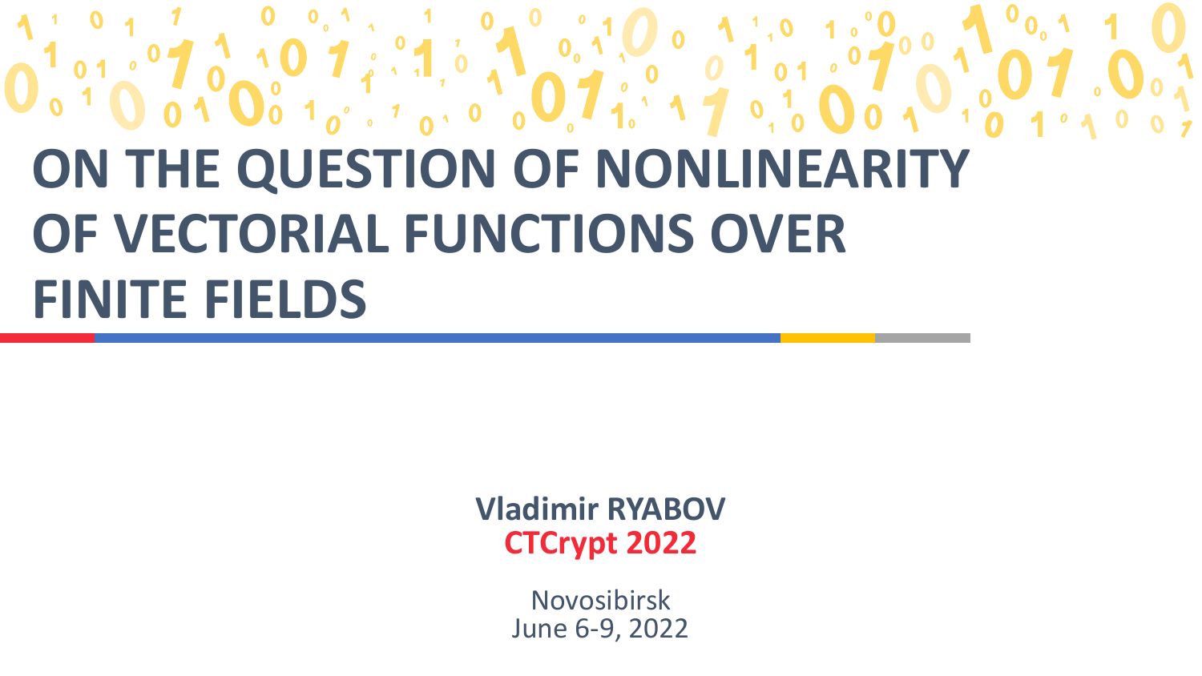# ON THE QUESTION OF NONLINEARITY OF VECTORIAL FUNCTIONS OVER FINITE FIELDS

**Vladimir RYABOV**

**CTCrypt 2022**

Novosibirsk
June 6-9, 2022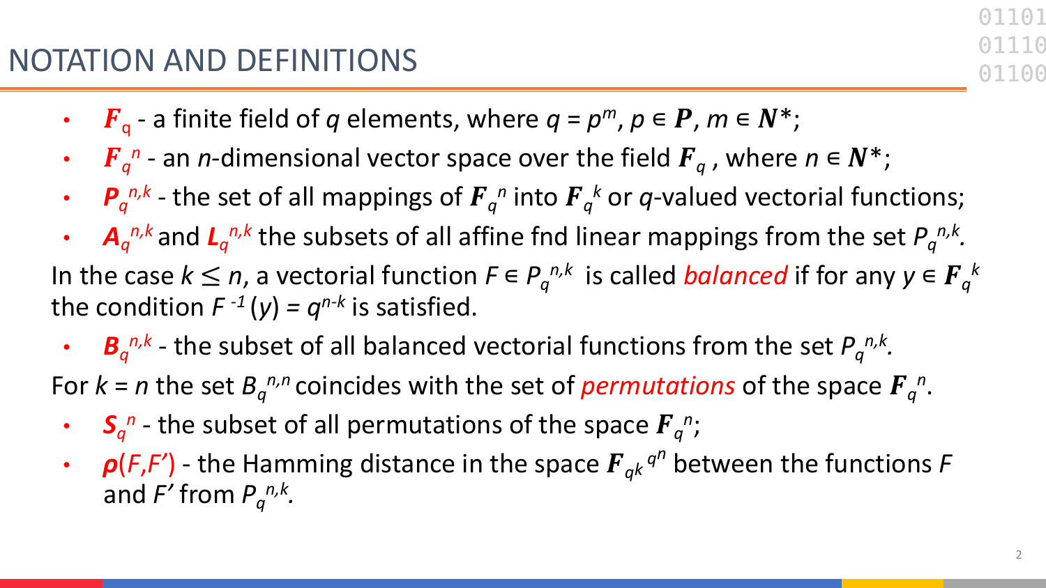# NOTATION AND DEFINITIONS

- $\boldsymbol{F}_q$ - a finite field of $q$ elements, where $q = p^m$, $p \in \boldsymbol{P}$, $m \in \boldsymbol{N}^*$;
- $\boldsymbol{F}_q^{\,n}$ - an $n$-dimensional vector space over the field $\boldsymbol{F}_q$ , where $n \in \boldsymbol{N}^*$;
- $\boldsymbol{P}_q^{\,n,k}$ - the set of all mappings of $\boldsymbol{F}_q^{\,n}$ into $\boldsymbol{F}_q^{\,k}$ or $q$-valued vectorial functions;
- $\boldsymbol{A}_q^{\,n,k}$ and $\boldsymbol{L}_q^{\,n,k}$ the subsets of all affine fnd linear mappings from the set $P_q^{\,n,k}$.

In the case $k \leq n$, a vectorial function $F \in P_q^{\,n,k}$ is called *balanced* if for any $y \in \boldsymbol{F}_q^{\,k}$ the condition $F^{-1}(y) = q^{n-k}$ is satisfied.

- $\boldsymbol{B}_q^{\,n,k}$ - the subset of all balanced vectorial functions from the set $P_q^{\,n,k}$.

For $k = n$ the set $B_q^{\,n,n}$ coincides with the set of *permutations* of the space $\boldsymbol{F}_q^{\,n}$.

- $\boldsymbol{S}_q^{\,n}$ - the subset of all permutations of the space $\boldsymbol{F}_q^{\,n}$;
- $\boldsymbol{\rho}(F,F')$ - the Hamming distance in the space $\boldsymbol{F}_{q^k}^{\;q^n}$ between the functions $F$ and $F'$ from $P_q^{\,n,k}$.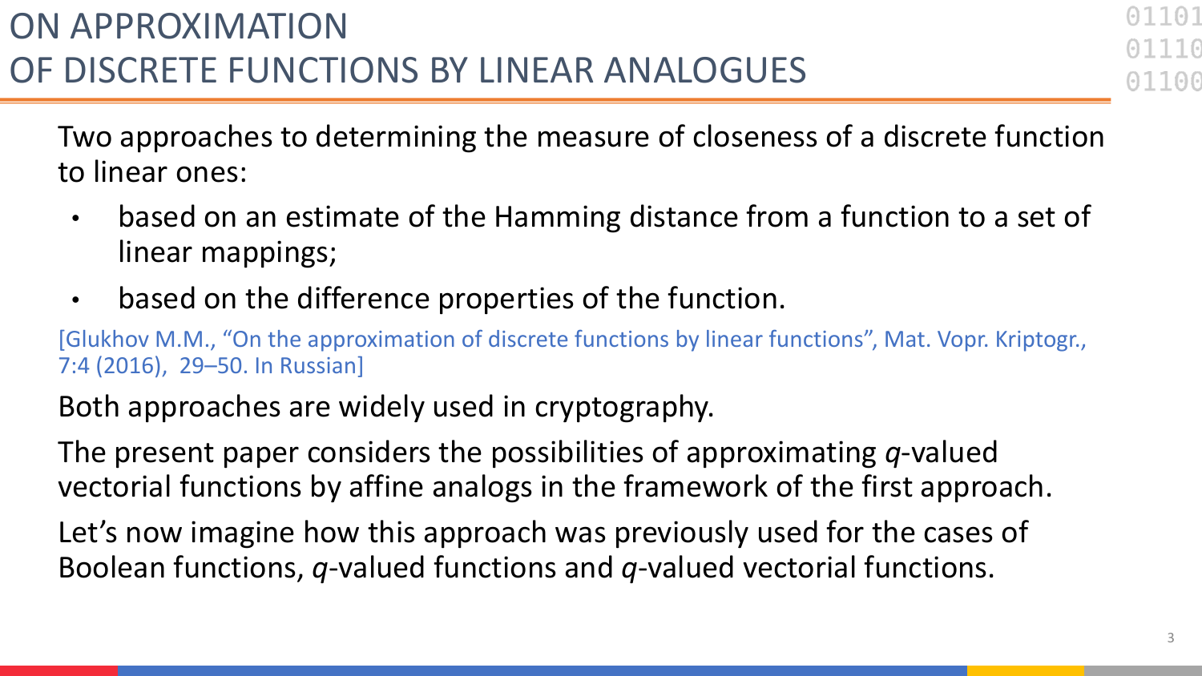# ON APPROXIMATION OF DISCRETE FUNCTIONS BY LINEAR ANALOGUES

Two approaches to determining the measure of closeness of a discrete function to linear ones:

- based on an estimate of the Hamming distance from a function to a set of linear mappings;
- based on the difference properties of the function.

[Glukhov M.M., “On the approximation of discrete functions by linear functions”, Mat. Vopr. Kriptogr., 7:4 (2016), 29–50. In Russian]

Both approaches are widely used in cryptography.

The present paper considers the possibilities of approximating *q*-valued vectorial functions by affine analogs in the framework of the first approach.

Let’s now imagine how this approach was previously used for the cases of Boolean functions, *q*-valued functions and *q*-valued vectorial functions.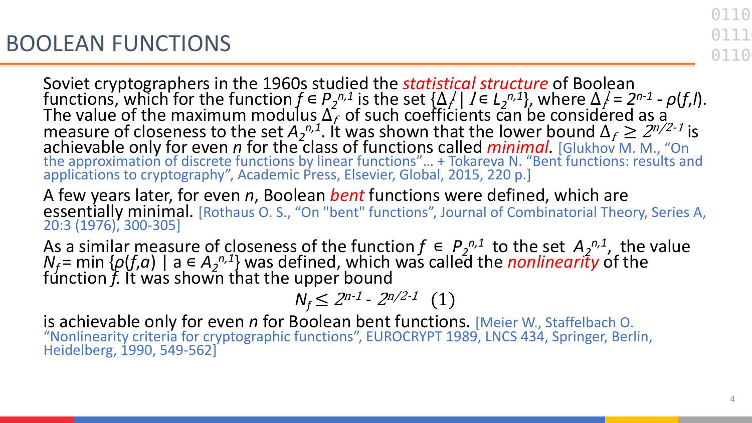# BOOLEAN FUNCTIONS

Soviet cryptographers in the 1960s studied the *statistical structure* of Boolean functions, which for the function $f \in P_2^{n,1}$ is the set $\{\Delta_f^l \mid l \in L_2^{n,1}\}$, where $\Delta_f^l = 2^{n-1} - \rho(f,l)$. The value of the maximum modulus $\Delta_f$ of such coefficients can be considered as a measure of closeness to the set $A_2^{n,1}$. It was shown that the lower bound $\Delta_f \geq 2^{n/2-1}$ is achievable only for even $n$ for the class of functions called *minimal*. [Glukhov M. M., "On the approximation of discrete functions by linear functions"… + Tokareva N. "Bent functions: results and applications to cryptography", Academic Press, Elsevier, Global, 2015, 220 p.]

A few years later, for even $n$, Boolean *bent* functions were defined, which are essentially minimal. [Rothaus O. S., "On "bent" functions", Journal of Combinatorial Theory, Series A, 20:3 (1976), 300-305]

As a similar measure of closeness of the function $f \in P_2^{n,1}$ to the set $A_2^{n,1}$, the value $N_f = \min \{\rho(f,a) \mid a \in A_2^{n,1}\}$ was defined, which was called the *nonlinearity* of the function $f$. It was shown that the upper bound

$$N_f \leq 2^{n-1} - 2^{n/2-1} \quad (1)$$

is achievable only for even $n$ for Boolean bent functions. [Meier W., Staffelbach O. "Nonlinearity criteria for cryptographic functions", EUROCRYPT 1989, LNCS 434, Springer, Berlin, Heidelberg, 1990, 549-562]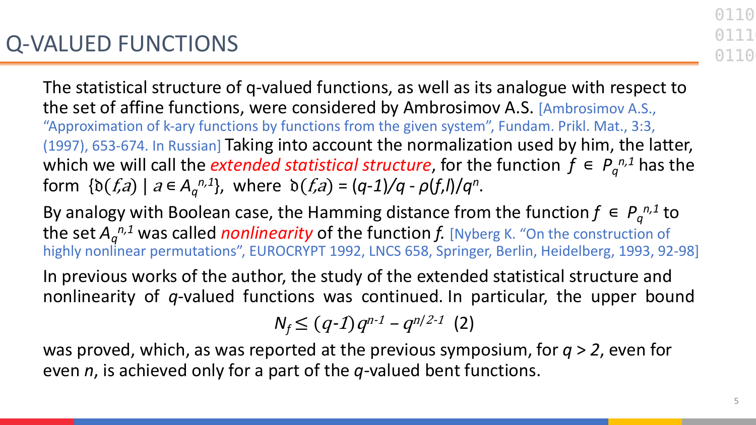# Q-VALUED FUNCTIONS

The statistical structure of q-valued functions, as well as its analogue with respect to the set of affine functions, were considered by Ambrosimov A.S. [Ambrosimov A.S., "Approximation of k-ary functions by functions from the given system", Fundam. Prikl. Mat., 3:3, (1997), 653-674. In Russian] Taking into account the normalization used by him, the latter, which we will call the *extended statistical structure*, for the function $f \in P_q^{n,1}$ has the form $\{\mathfrak{d}(f,a) \mid a \in A_q^{n,1}\}$, where $\mathfrak{d}(f,a) = (q-1)/q - \rho(f,l)/q^n$.

By analogy with Boolean case, the Hamming distance from the function $f \in P_q^{n,1}$ to the set $A_q^{n,1}$ was called *nonlinearity* of the function $f$. [Nyberg K. "On the construction of highly nonlinear permutations", EUROCRYPT 1992, LNCS 658, Springer, Berlin, Heidelberg, 1993, 92-98]

In previous works of the author, the study of the extended statistical structure and nonlinearity of $q$-valued functions was continued. In particular, the upper bound

$$N_f \leq (q-1)\, q^{n-1} - q^{n/2-1} \quad (2)$$

was proved, which, as was reported at the previous symposium, for $q > 2$, even for even $n$, is achieved only for a part of the $q$-valued bent functions.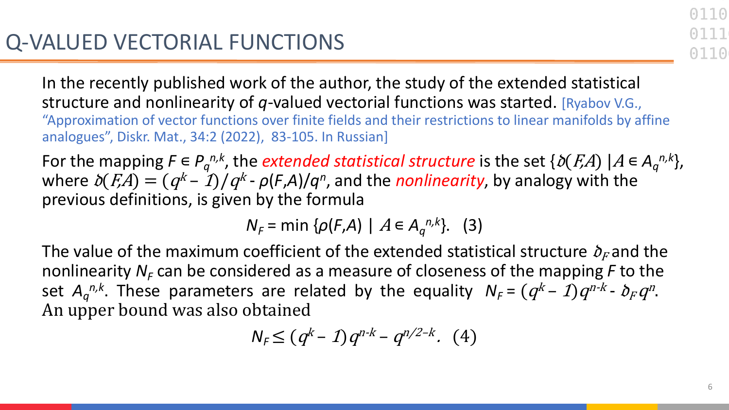# Q-VALUED VECTORIAL FUNCTIONS

In the recently published work of the author, the study of the extended statistical structure and nonlinearity of $q$-valued vectorial functions was started. [Ryabov V.G., "Approximation of vector functions over finite fields and their restrictions to linear manifolds by affine analogues", Diskr. Mat., 34:2 (2022), 83-105. In Russian]

For the mapping $F \in P_q^{n,k}$, the *extended statistical structure* is the set $\{\delta(F,A) \mid A \in A_q^{n,k}\}$, where $\delta(F,A) = (q^k - 1)/q^k - \rho(F,A)/q^n$, and the *nonlinearity*, by analogy with the previous definitions, is given by the formula

$$N_F = \min \{\rho(F,A) \mid A \in A_q^{n,k}\}. \quad (3)$$

The value of the maximum coefficient of the extended statistical structure $\delta_F$ and the nonlinearity $N_F$ can be considered as a measure of closeness of the mapping $F$ to the set $A_q^{n,k}$. These parameters are related by the equality $N_F = (q^k - 1)q^{n-k} - \delta_F q^n$. An upper bound was also obtained

$$N_F \leq (q^k - 1)q^{n-k} - q^{n/2-k}. \quad (4)$$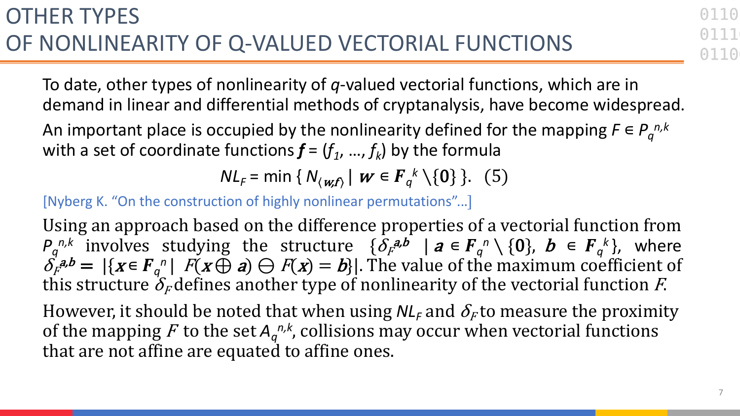# OTHER TYPES OF NONLINEARITY OF Q-VALUED VECTORIAL FUNCTIONS

To date, other types of nonlinearity of *q*-valued vectorial functions, which are in demand in linear and differential methods of cryptanalysis, have become widespread.

An important place is occupied by the nonlinearity defined for the mapping $F \in P_q^{n,k}$ with a set of coordinate functions $\boldsymbol{f} = (f_1, \ldots, f_k)$ by the formula

$$NL_F = \min \{ N_{\langle \boldsymbol{w}, \boldsymbol{f} \rangle} \mid \boldsymbol{w} \in \boldsymbol{F}_q^{\,k} \setminus \{\boldsymbol{0}\} \}. \quad (5)$$

[Nyberg K. "On the construction of highly nonlinear permutations"…]

Using an approach based on the difference properties of a vectorial function from $P_q^{n,k}$ involves studying the structure $\{\delta_F^{\boldsymbol{a},\boldsymbol{b}} \mid \boldsymbol{a} \in \boldsymbol{F}_q^{\,n} \setminus \{\boldsymbol{0}\},\ \boldsymbol{b} \in \boldsymbol{F}_q^{\,k}\}$, where $\delta_F^{\boldsymbol{a},\boldsymbol{b}} = |\{\boldsymbol{x} \in \boldsymbol{F}_q^{\,n} \mid F(\boldsymbol{x} \oplus \boldsymbol{a}) \ominus F(\boldsymbol{x}) = \boldsymbol{b}\}|$. The value of the maximum coefficient of this structure $\delta_F$ defines another type of nonlinearity of the vectorial function $F$.

However, it should be noted that when using $NL_F$ and $\delta_F$ to measure the proximity of the mapping $F$ to the set $A_q^{n,k}$, collisions may occur when vectorial functions that are not affine are equated to affine ones.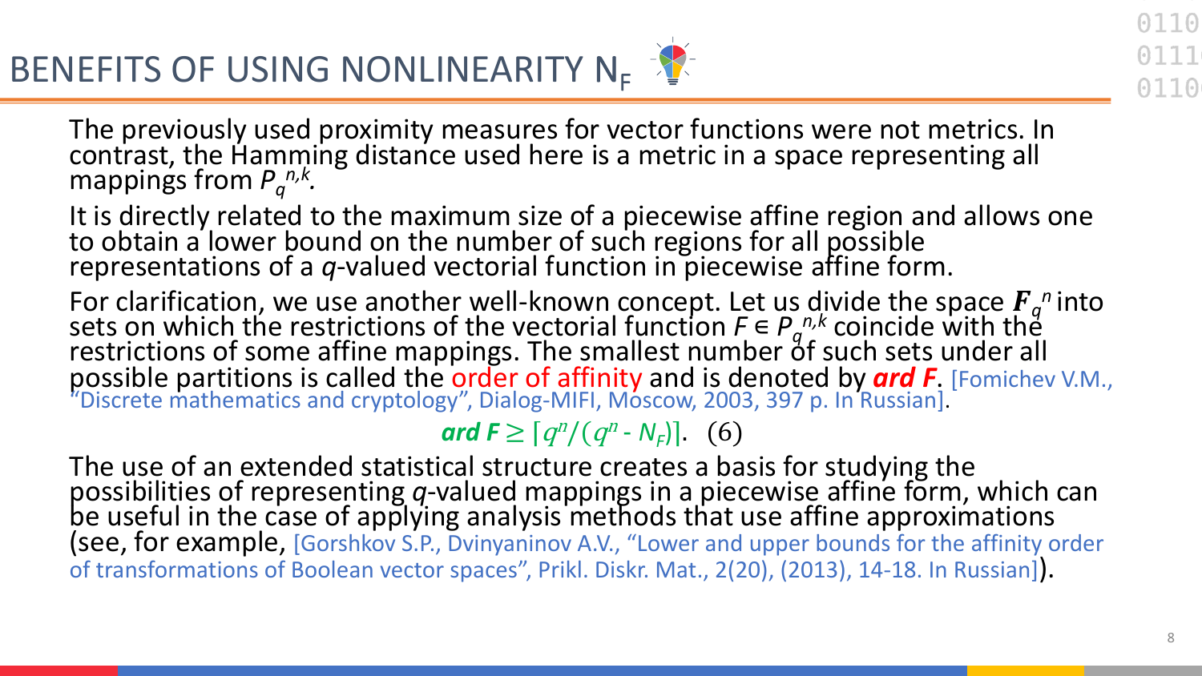# BENEFITS OF USING NONLINEARITY $N_F$

The previously used proximity measures for vector functions were not metrics. In contrast, the Hamming distance used here is a metric in a space representing all mappings from $P_q^{n,k}$.

It is directly related to the maximum size of a piecewise affine region and allows one to obtain a lower bound on the number of such regions for all possible representations of a *q*-valued vectorial function in piecewise affine form.

For clarification, we use another well-known concept. Let us divide the space $\boldsymbol{F}_q^n$ into sets on which the restrictions of the vectorial function $F \in P_q^{n,k}$ coincide with the restrictions of some affine mappings. The smallest number of such sets under all possible partitions is called the order of affinity and is denoted by ***ard F***. [Fomichev V.M., "Discrete mathematics and cryptology", Dialog-MIFI, Moscow, 2003, 397 p. In Russian].

$$\textbf{ard } F \geq \lceil q^n/(q^n - N_F) \rceil. \quad (6)$$

The use of an extended statistical structure creates a basis for studying the possibilities of representing *q*-valued mappings in a piecewise affine form, which can be useful in the case of applying analysis methods that use affine approximations (see, for example, [Gorshkov S.P., Dvinyaninov A.V., "Lower and upper bounds for the affinity order of transformations of Boolean vector spaces", Prikl. Diskr. Mat., 2(20), (2013), 14-18. In Russian]).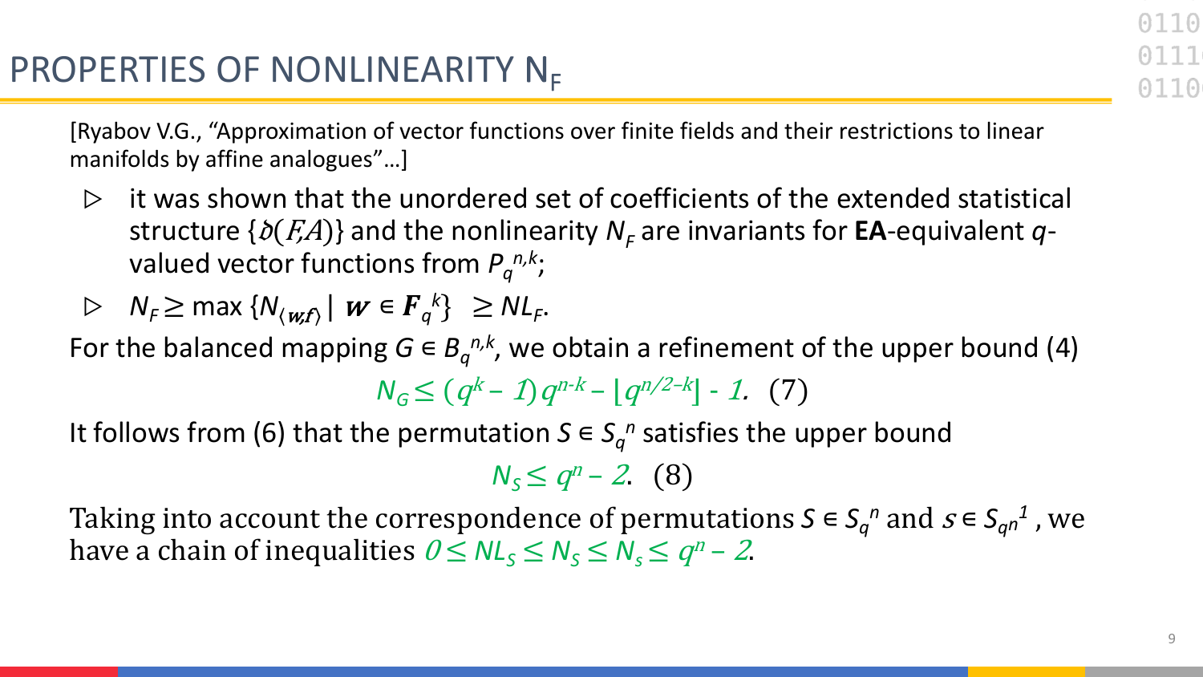# PROPERTIES OF NONLINEARITY $N_F$

[Ryabov V.G., “Approximation of vector functions over finite fields and their restrictions to linear manifolds by affine analogues”…]

- it was shown that the unordered set of coefficients of the extended statistical structure $\{\eth(F,A)\}$ and the nonlinearity $N_F$ are invariants for **EA**-equivalent $q$-valued vector functions from $P_q^{n,k}$;
- $N_F \geq \max \{N_{\langle \boldsymbol{w},\boldsymbol{f}\rangle} \mid \boldsymbol{w} \in \boldsymbol{F}_q^{\,k}\} \;\geq NL_F$.

For the balanced mapping $G \in B_q^{n,k}$, we obtain a refinement of the upper bound (4)

$$N_G \leq (q^k - 1)\, q^{n-k} - \lfloor q^{n/2-k} \rfloor - 1. \quad (7)$$

It follows from (6) that the permutation $S \in S_q^{\,n}$ satisfies the upper bound

$$N_S \leq q^n - 2. \quad (8)$$

Taking into account the correspondence of permutations $S \in S_q^{\,n}$ and $s \in S_{q^n}^{\,1}$, we have a chain of inequalities $0 \leq NL_S \leq N_S \leq N_s \leq q^n - 2$.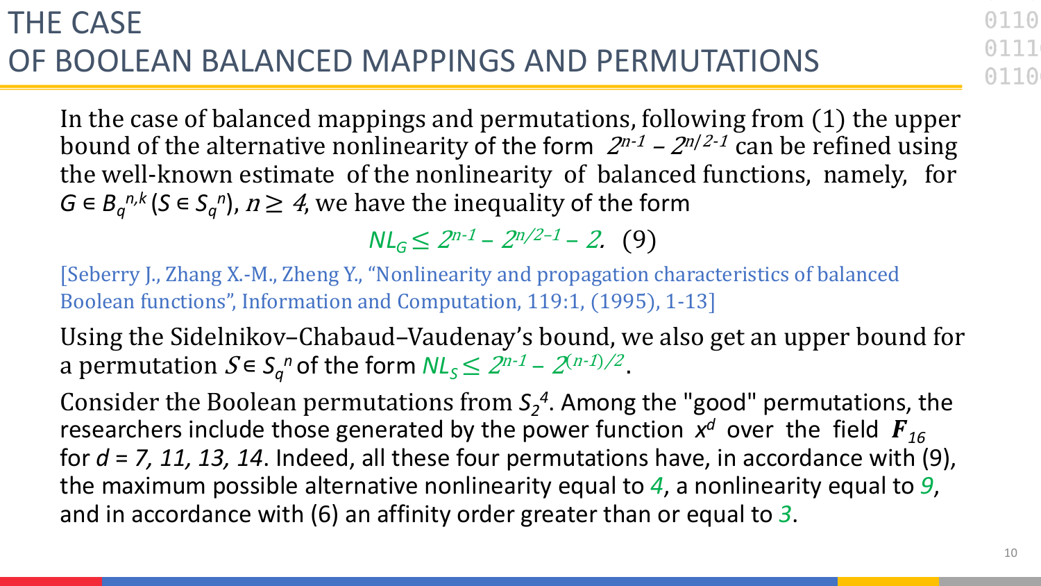# THE CASE OF BOOLEAN BALANCED MAPPINGS AND PERMUTATIONS

In the case of balanced mappings and permutations, following from (1) the upper bound of the alternative nonlinearity of the form $2^{n-1} - 2^{n/2-1}$ can be refined using the well-known estimate of the nonlinearity of balanced functions, namely, for $G \in B_q^{n,k}$ ($S \in S_q^n$), $n \geq 4$, we have the inequality of the form

$$NL_G \leq 2^{n-1} - 2^{n/2-1} - 2. \quad (9)$$

[Seberry J., Zhang X.-M., Zheng Y., "Nonlinearity and propagation characteristics of balanced Boolean functions", Information and Computation, 119:1, (1995), 1-13]

Using the Sidelnikov–Chabaud–Vaudenay's bound, we also get an upper bound for a permutation $S \in S_q^n$ of the form $NL_S \leq 2^{n-1} - 2^{(n-1)/2}$.

Consider the Boolean permutations from $S_2^4$. Among the "good" permutations, the researchers include those generated by the power function $x^d$ over the field $\boldsymbol{F}_{16}$ for $d = 7, 11, 13, 14$. Indeed, all these four permutations have, in accordance with (9), the maximum possible alternative nonlinearity equal to *4*, a nonlinearity equal to *9*, and in accordance with (6) an affinity order greater than or equal to *3*.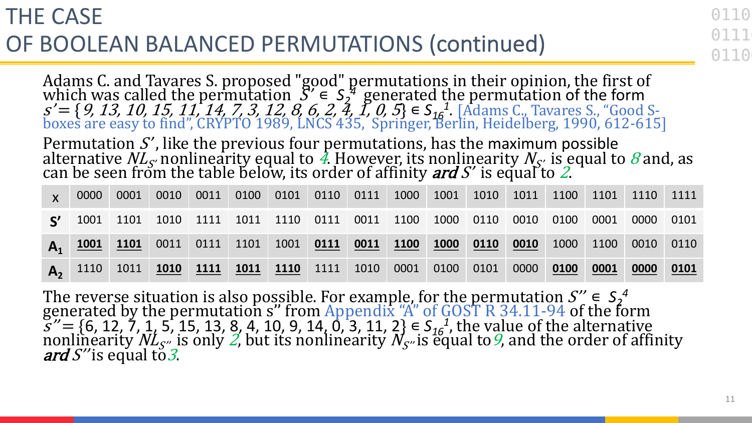# THE CASE
# OF BOOLEAN BALANCED PERMUTATIONS (continued)

Adams C. and Tavares S. proposed "good" permutations in their opinion, the first of which was called the permutation $S' \in S_2^4$ generated the permutation of the form $s' = \{9, 13, 10, 15, 11, 14, 7, 3, 12, 8, 6, 2, 4, 1, 0, 5\} \in S_{16}^1$. [Adams C., Tavares S., "Good S-boxes are easy to find", CRYPTO 1989, LNCS 435, Springer, Berlin, Heidelberg, 1990, 612-615]

Permutation $S'$, like the previous four permutations, has the maximum possible alternative $NL_{S'}$ nonlinearity equal to *4*. However, its nonlinearity $N_{S'}$ is equal to *8* and, as can be seen from the table below, its order of affinity ***ard*** $S'$ is equal to *2*.

| **X** | 0000 | 0001 | 0010 | 0011 | 0100 | 0101 | 0110 | 0111 | 1000 | 1001 | 1010 | 1011 | 1100 | 1101 | 1110 | 1111 |
|---|---|---|---|---|---|---|---|---|---|---|---|---|---|---|---|---|
| **S'** | 1001 | 1101 | 1010 | 1111 | 1011 | 1110 | 0111 | 0011 | 1100 | 1000 | 0110 | 0010 | 0100 | 0001 | 0000 | 0101 |
| $A_1$ | **1001** | **1101** | 0011 | 0111 | 1101 | 1001 | **0111** | **0011** | **1100** | **1000** | **0110** | **0010** | 1000 | 1100 | 0010 | 0110 |
| $A_2$ | 1110 | 1011 | **1010** | **1111** | **1011** | **1110** | 1111 | 1010 | 0001 | 0100 | 0101 | 0000 | **0100** | **0001** | **0000** | **0101** |

The reverse situation is also possible. For example, for the permutation $S'' \in S_2^4$ generated by the permutation s'' from Appendix "A" of GOST R 34.11-94 of the form $s'' = \{6, 12, 7, 1, 5, 15, 13, 8, 4, 10, 9, 14, 0, 3, 11, 2\} \in S_{16}^1$, the value of the alternative nonlinearity $NL_{S''}$ is only *2*, but its nonlinearity $N_{S''}$ is equal to *9*, and the order of affinity ***ard*** $S''$ is equal to *3*.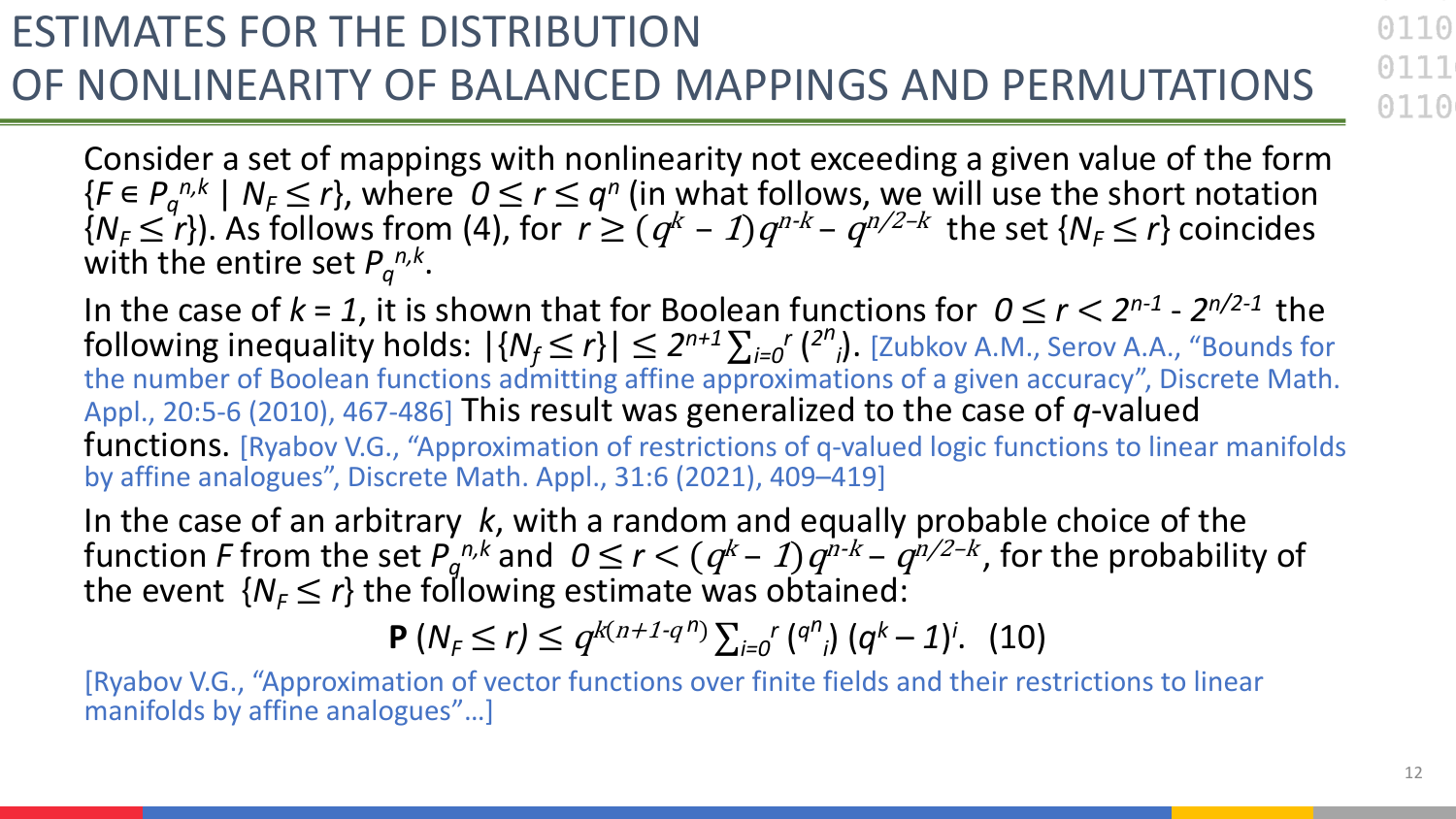# ESTIMATES FOR THE DISTRIBUTION OF NONLINEARITY OF BALANCED MAPPINGS AND PERMUTATIONS

Consider a set of mappings with nonlinearity not exceeding a given value of the form $\{F \in P_q^{n,k} \mid N_F \le r\}$, where $0 \le r \le q^n$ (in what follows, we will use the short notation $\{N_F \le r\}$). As follows from (4), for $r \ge (q^k - 1)q^{n-k} - q^{n/2-k}$ the set $\{N_F \le r\}$ coincides with the entire set $P_q^{n,k}$.

In the case of $k = 1$, it is shown that for Boolean functions for $0 \le r < 2^{n-1} - 2^{n/2-1}$ the following inequality holds: $|\{N_f \le r\}| \le 2^{n+1} \sum_{i=0}^{r} \binom{2^n}{i}$. [Zubkov A.M., Serov A.A., "Bounds for the number of Boolean functions admitting affine approximations of a given accuracy", Discrete Math. Appl., 20:5-6 (2010), 467-486] This result was generalized to the case of $q$-valued functions. [Ryabov V.G., "Approximation of restrictions of q-valued logic functions to linear manifolds by affine analogues", Discrete Math. Appl., 31:6 (2021), 409–419]

In the case of an arbitrary $k$, with a random and equally probable choice of the function $F$ from the set $P_q^{n,k}$ and $0 \le r < (q^k - 1)q^{n-k} - q^{n/2-k}$, for the probability of the event $\{N_F \le r\}$ the following estimate was obtained:

$$\mathbf{P}(N_F \le r) \le q^{k(n+1-q^n)} \sum_{i=0}^{r} \binom{q^n}{i} (q^k - 1)^i. \quad (10)$$

[Ryabov V.G., "Approximation of vector functions over finite fields and their restrictions to linear manifolds by affine analogues"…]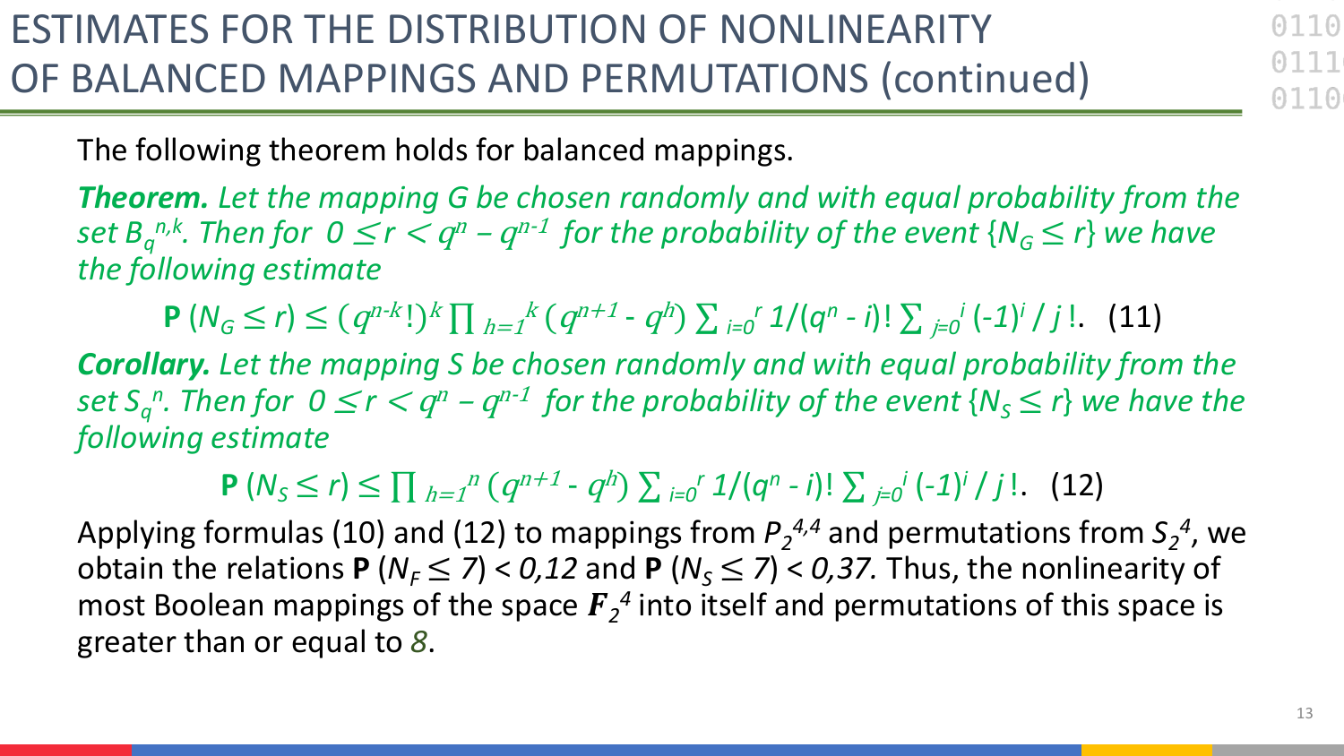# ESTIMATES FOR THE DISTRIBUTION OF NONLINEARITY OF BALANCED MAPPINGS AND PERMUTATIONS (continued)

The following theorem holds for balanced mappings.

***Theorem.*** *Let the mapping $G$ be chosen randomly and with equal probability from the set $B_q^{n,k}$. Then for $0 \le r < q^n - q^{n-1}$ for the probability of the event $\{N_G \le r\}$ we have the following estimate*

$$\mathbf{P}\,(N_G \le r) \le (q^{n-k}!)^k \prod_{h=1}^{k} (q^{n+1} - q^h) \sum_{i=0}^{r} 1/(q^n - i)! \sum_{j=0}^{i} (-1)^j / j!. \quad (11)$$

***Corollary.*** *Let the mapping $S$ be chosen randomly and with equal probability from the set $S_q^n$. Then for $0 \le r < q^n - q^{n-1}$ for the probability of the event $\{N_S \le r\}$ we have the following estimate*

$$\mathbf{P}\,(N_S \le r) \le \prod_{h=1}^{n} (q^{n+1} - q^h) \sum_{i=0}^{r} 1/(q^n - i)! \sum_{j=0}^{i} (-1)^j / j!. \quad (12)$$

Applying formulas (10) and (12) to mappings from $P_2^{4,4}$ and permutations from $S_2^4$, we obtain the relations $\mathbf{P}\,(N_F \le 7) < 0{,}12$ and $\mathbf{P}\,(N_S \le 7) < 0{,}37$. Thus, the nonlinearity of most Boolean mappings of the space $\boldsymbol{F}_2^4$ into itself and permutations of this space is greater than or equal to $8$.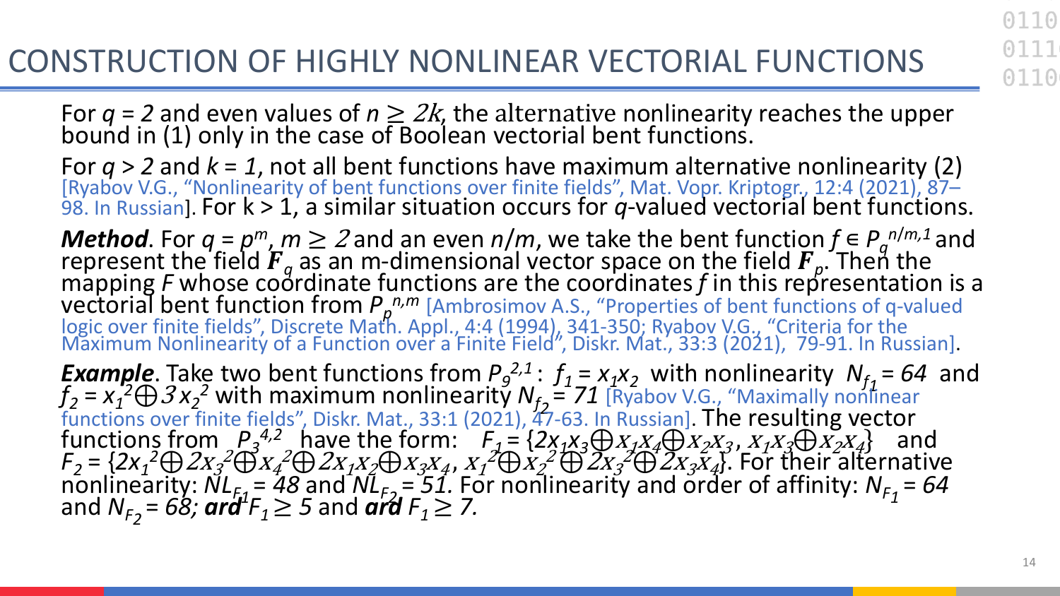# CONSTRUCTION OF HIGHLY NONLINEAR VECTORIAL FUNCTIONS

For $q = 2$ and even values of $n \geq 2k$, the alternative nonlinearity reaches the upper bound in (1) only in the case of Boolean vectorial bent functions.

For $q > 2$ and $k = 1$, not all bent functions have maximum alternative nonlinearity (2) [Ryabov V.G., "Nonlinearity of bent functions over finite fields", Mat. Vopr. Kriptogr., 12:4 (2021), 87–98. In Russian]. For k > 1, a similar situation occurs for *q*-valued vectorial bent functions.

***Method***. For $q = p^m$, $m \geq 2$ and an even $n/m$, we take the bent function $f \in P_q^{n/m,1}$ and represent the field $\boldsymbol{F}_q$ as an m-dimensional vector space on the field $\boldsymbol{F}_p$. Then the mapping *F* whose coordinate functions are the coordinates *f* in this representation is a vectorial bent function from $P_p^{n,m}$ [Ambrosimov A.S., "Properties of bent functions of q-valued logic over finite fields", Discrete Math. Appl., 4:4 (1994), 341-350; Ryabov V.G., "Criteria for the Maximum Nonlinearity of a Function over a Finite Field", Diskr. Mat., 33:3 (2021), 79-91. In Russian].

***Example***. Take two bent functions from $P_9^{2,1}$: $f_1 = x_1x_2$ with nonlinearity $N_{f_1} = 64$ and $f_2 = x_1^2 \oplus 3x_2^2$ with maximum nonlinearity $N_{f_2} = 71$ [Ryabov V.G., "Maximally nonlinear functions over finite fields", Diskr. Mat., 33:1 (2021), 47-63. In Russian]. The resulting vector functions from $P_3^{4,2}$ have the form: $F_1 = \{2x_1x_3 \oplus x_1x_4 \oplus x_2x_3,\ x_1x_3 \oplus x_2x_4\}$ and $F_2 = \{2x_1^2 \oplus 2x_3^2 \oplus x_4^2 \oplus 2x_1x_2 \oplus x_3x_4,\ x_1^2 \oplus x_2^2 \oplus 2x_3^2 \oplus 2x_3x_4\}$. For their alternative nonlinearity: $NL_{F_1} = 48$ and $NL_{F_2} = 51$. For nonlinearity and order of affinity: $N_{F_1} = 64$ and $N_{F_2} = 68$; $\boldsymbol{ard}\ F_1 \geq 5$ and $\boldsymbol{ard}\ F_1 \geq 7$.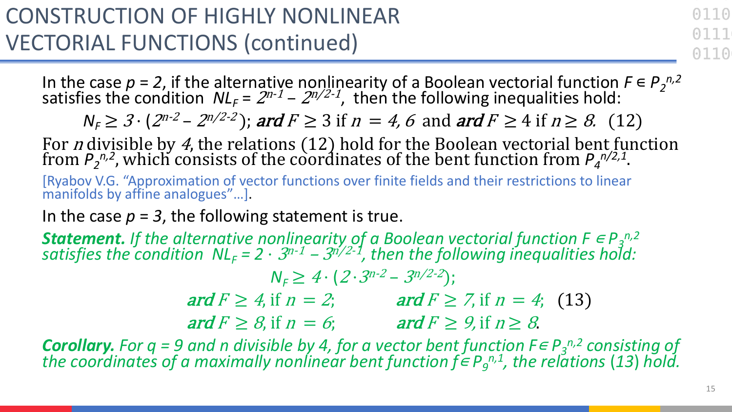# CONSTRUCTION OF HIGHLY NONLINEAR VECTORIAL FUNCTIONS (continued)

In the case $p = 2$, if the alternative nonlinearity of a Boolean vectorial function $F \in P_2^{n,2}$ satisfies the condition $NL_F = 2^{n-1} - 2^{n/2-1}$, then the following inequalities hold:

$$N_F \geq 3 \cdot (2^{n-2} - 2^{n/2-2}); \; \mathbf{ard}\, F \geq 3 \text{ if } n = 4, 6 \text{ and } \mathbf{ard}\, F \geq 4 \text{ if } n \geq 8. \quad (12)$$

For $n$ divisible by $4$, the relations (12) hold for the Boolean vectorial bent function from $P_2^{n,2}$, which consists of the coordinates of the bent function from $P_4^{n/2,1}$.

[Ryabov V.G. "Approximation of vector functions over finite fields and their restrictions to linear manifolds by affine analogues"…].

In the case $p = 3$, the following statement is true.

***Statement.*** *If the alternative nonlinearity of a Boolean vectorial function $F \in P_3^{n,2}$ satisfies the condition $NL_F = 2 \cdot 3^{n-1} - 3^{n/2-1}$, then the following inequalities hold:*

$$N_F \geq 4 \cdot (2 \cdot 3^{n-2} - 3^{n/2-2});$$

$$\mathbf{ard}\, F \geq 4, \text{ if } n = 2; \qquad \mathbf{ard}\, F \geq 7, \text{ if } n = 4; \quad (13)$$

$$\mathbf{ard}\, F \geq 8, \text{ if } n = 6; \qquad \mathbf{ard}\, F \geq 9, \text{ if } n \geq 8.$$

***Corollary.*** *For $q = 9$ and $n$ divisible by 4, for a vector bent function $F \in P_3^{n,2}$ consisting of the coordinates of a maximally nonlinear bent function $f \in P_9^{n,1}$, the relations (13) hold.*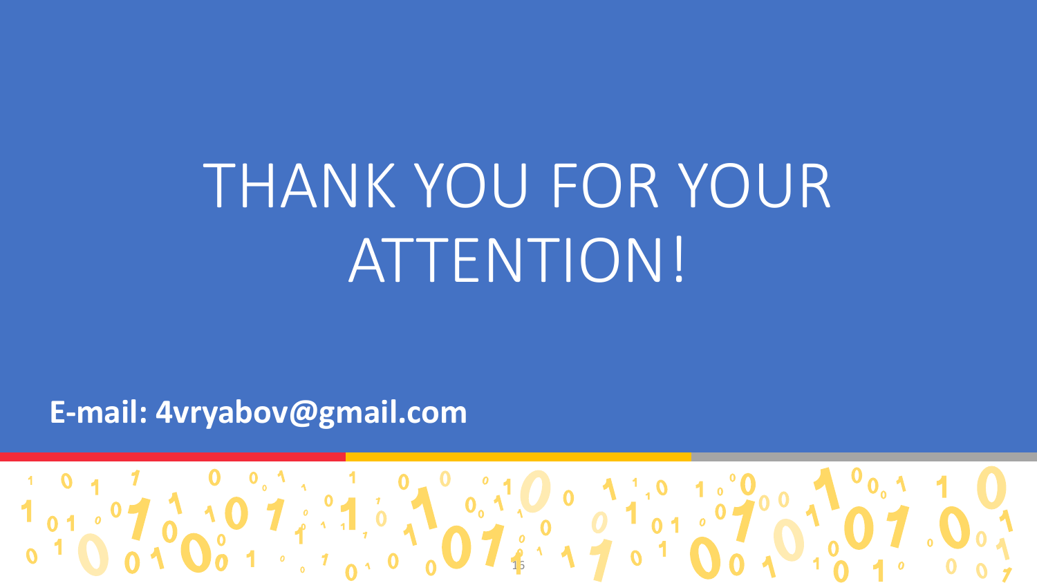# THANK YOU FOR YOUR ATTENTION!

**E-mail: 4vryabov@gmail.com**